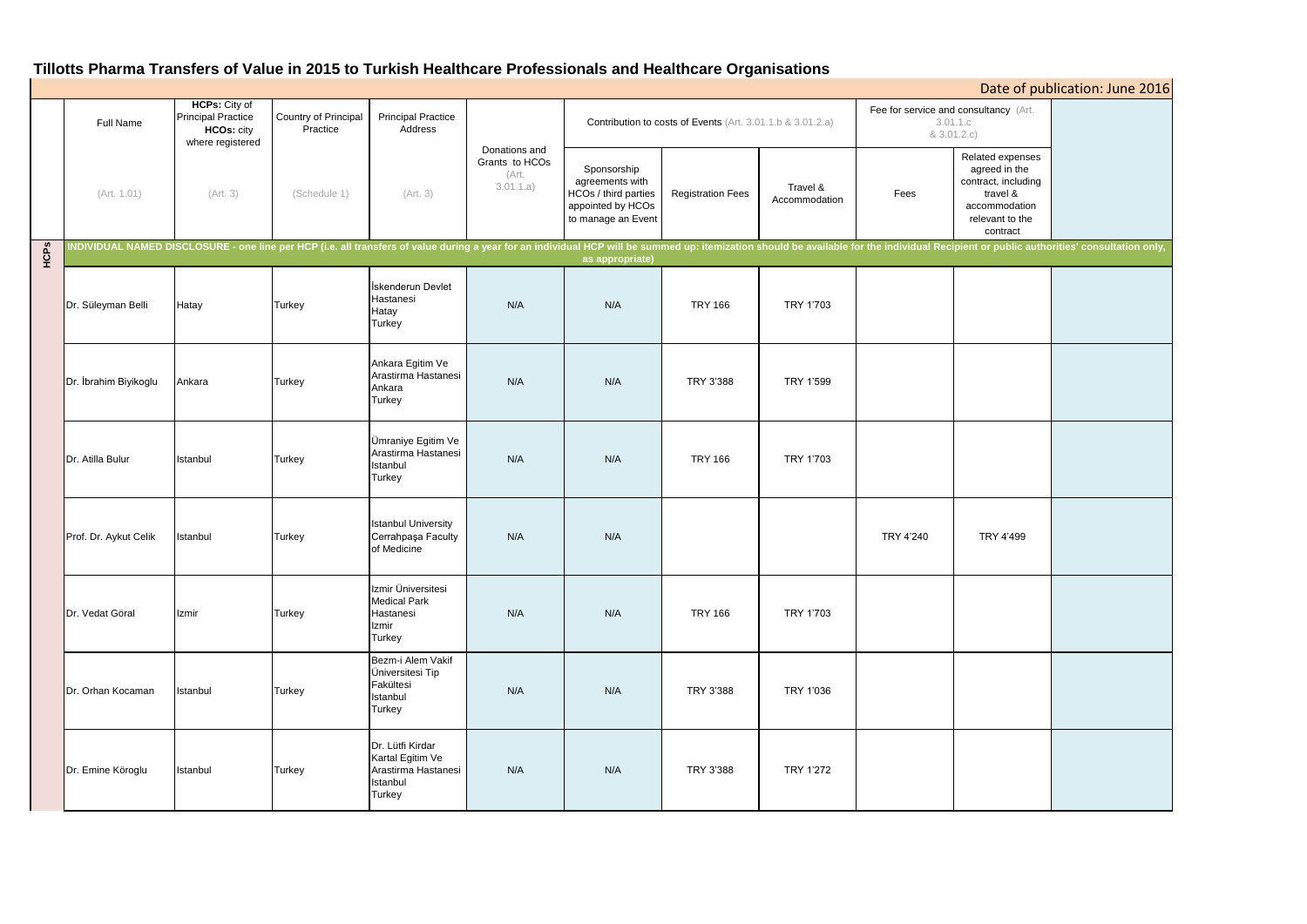# Tillotts Pharma Transfers of Value in 2015 to Turkish Healthcare Professionals and Healthcare Organisations

Date of publication: June 2016

| | Full Name | HCPs: City of Principal Practice HCOs: city where registered | Country of Principal Practice | Principal Practice Address | Donations and Grants to HCOs (Art. 3.01.1.a) | Contribution to costs of Events (Art. 3.01.1.b & 3.01.2.a) | | | Fee for service and consultancy (Art. 3.01.1.c & 3.01.2.c) | | |
|---|---|---|---|---|---|---|---|---|---|---|---|
| | (Art. 1.01) | (Art. 3) | (Schedule 1) | (Art. 3) | | Sponsorship agreements with HCOs / third parties appointed by HCOs to manage an Event | Registration Fees | Travel & Accommodation | Fees | Related expenses agreed in the contract, including travel & accommodation relevant to the contract | |
| HCPs | INDIVIDUAL NAMED DISCLOSURE - one line per HCP (i.e. all transfers of value during a year for an individual HCP will be summed up: itemization should be available for the individual Recipient or public authorities' consultation only, as appropriate) | | | | | | | | | | |
| | Dr. Süleyman Belli | Hatay | Turkey | İskenderun Devlet Hastanesi Hatay Turkey | N/A | N/A | TRY 166 | TRY 1'703 | | | |
| | Dr. İbrahim Biyikoglu | Ankara | Turkey | Ankara Egitim Ve Arastirma Hastanesi Ankara Turkey | N/A | N/A | TRY 3'388 | TRY 1'599 | | | |
| | Dr. Atilla Bulur | Istanbul | Turkey | Ümraniye Egitim Ve Arastirma Hastanesi Istanbul Turkey | N/A | N/A | TRY 166 | TRY 1'703 | | | |
| | Prof. Dr. Aykut Celik | Istanbul | Turkey | Istanbul University Cerrahpaşa Faculty of Medicine | N/A | N/A | | | TRY 4'240 | TRY 4'499 | |
| | Dr. Vedat Göral | Izmir | Turkey | Izmir Üniversitesi Medical Park Hastanesi Izmir Turkey | N/A | N/A | TRY 166 | TRY 1'703 | | | |
| | Dr. Orhan Kocaman | Istanbul | Turkey | Bezm-i Alem Vakif Üniversitesi Tip Fakültesi Istanbul Turkey | N/A | N/A | TRY 3'388 | TRY 1'036 | | | |
| | Dr. Emine Köroglu | Istanbul | Turkey | Dr. Lütfi Kirdar Kartal Egitim Ve Arastirma Hastanesi Istanbul Turkey | N/A | N/A | TRY 3'388 | TRY 1'272 | | | |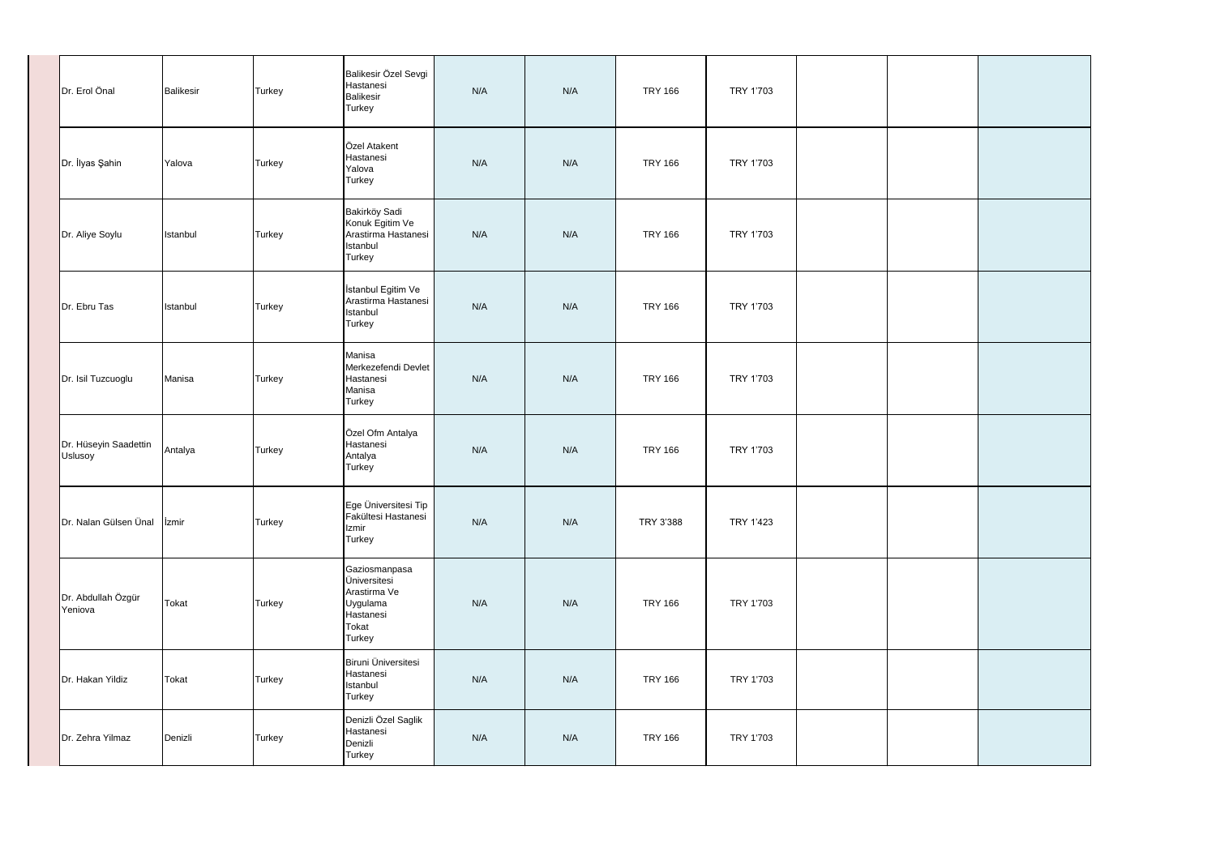| | | | | | | | | | | |
|---|---|---|---|---|---|---|---|---|---|---|
| Dr. Erol Önal | Balikesir | Turkey | Balikesir Özel Sevgi Hastanesi Balikesir Turkey | N/A | N/A | TRY 166 | TRY 1'703 | | | |
| Dr. İlyas Şahin | Yalova | Turkey | Özel Atakent Hastanesi Yalova Turkey | N/A | N/A | TRY 166 | TRY 1'703 | | | |
| Dr. Aliye Soylu | Istanbul | Turkey | Bakirköy Sadi Konuk Egitim Ve Arastirma Hastanesi Istanbul Turkey | N/A | N/A | TRY 166 | TRY 1'703 | | | |
| Dr. Ebru Tas | Istanbul | Turkey | İstanbul Egitim Ve Arastirma Hastanesi Istanbul Turkey | N/A | N/A | TRY 166 | TRY 1'703 | | | |
| Dr. Isil Tuzcuoglu | Manisa | Turkey | Manisa Merkezefendi Devlet Hastanesi Manisa Turkey | N/A | N/A | TRY 166 | TRY 1'703 | | | |
| Dr. Hüseyin Saadettin Uslusoy | Antalya | Turkey | Özel Ofm Antalya Hastanesi Antalya Turkey | N/A | N/A | TRY 166 | TRY 1'703 | | | |
| Dr. Nalan Gülsen Ünal | İzmir | Turkey | Ege Üniversitesi Tip Fakültesi Hastanesi Izmir Turkey | N/A | N/A | TRY 3'388 | TRY 1'423 | | | |
| Dr. Abdullah Özgür Yeniova | Tokat | Turkey | Gaziosmanpasa Üniversitesi Arastirma Ve Uygulama Hastanesi Tokat Turkey | N/A | N/A | TRY 166 | TRY 1'703 | | | |
| Dr. Hakan Yildiz | Tokat | Turkey | Biruni Üniversitesi Hastanesi Istanbul Turkey | N/A | N/A | TRY 166 | TRY 1'703 | | | |
| Dr. Zehra Yilmaz | Denizli | Turkey | Denizli Özel Saglik Hastanesi Denizli Turkey | N/A | N/A | TRY 166 | TRY 1'703 | | | |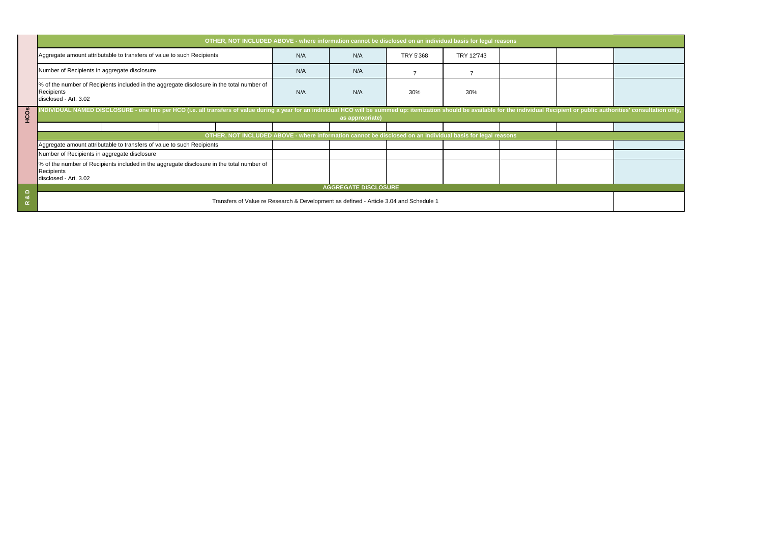| | OTHER, NOT INCLUDED ABOVE - where information cannot be disclosed on an individual basis for legal reasons | | | | | | | | | |
|---|---|---|---|---|---|---|---|---|---|---|
| | Aggregate amount attributable to transfers of value to such Recipients | | | | N/A | N/A | TRY 5'368 | TRY 12'743 | | | |
| | Number of Recipients in aggregate disclosure | | | | N/A | N/A | 7 | 7 | | | |
| | % of the number of Recipients included in the aggregate disclosure in the total number of Recipients disclosed - Art. 3.02 | | | | N/A | N/A | 30% | 30% | | | |
| HCOs | INDIVIDUAL NAMED DISCLOSURE - one line per HCO (i.e. all transfers of value during a year for an individual HCO will be summed up: itemization should be available for the individual Recipient or public authorities' consultation only, as appropriate) | | | | | | | | | | |
| | | | | | | | | | | | |
| | OTHER, NOT INCLUDED ABOVE - where information cannot be disclosed on an individual basis for legal reasons | | | | | | | | | | |
| | Aggregate amount attributable to transfers of value to such Recipients | | | | | | | | | | |
| | Number of Recipients in aggregate disclosure | | | | | | | | | | |
| | % of the number of Recipients included in the aggregate disclosure in the total number of Recipients disclosed - Art. 3.02 | | | | | | | | | | |
| R & D | AGGREGATE DISCLOSURE | | | | | | | | | | |
| | Transfers of Value re Research & Development as defined - Article 3.04 and Schedule 1 | | | | | | | | | | |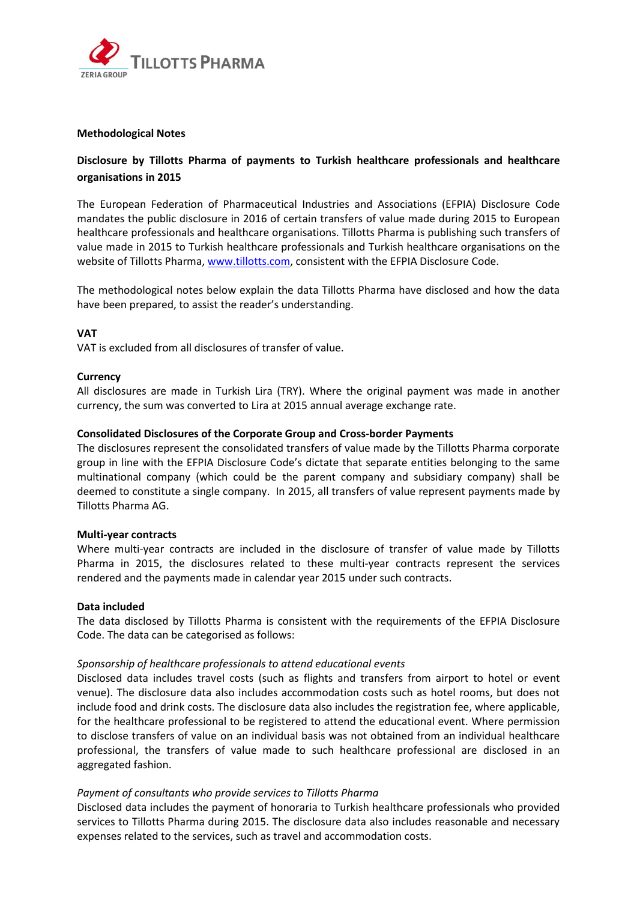**Methodological Notes**

**Disclosure by Tillotts Pharma of payments to Turkish healthcare professionals and healthcare organisations in 2015**

The European Federation of Pharmaceutical Industries and Associations (EFPIA) Disclosure Code mandates the public disclosure in 2016 of certain transfers of value made during 2015 to European healthcare professionals and healthcare organisations. Tillotts Pharma is publishing such transfers of value made in 2015 to Turkish healthcare professionals and Turkish healthcare organisations on the website of Tillotts Pharma, www.tillotts.com, consistent with the EFPIA Disclosure Code.

The methodological notes below explain the data Tillotts Pharma have disclosed and how the data have been prepared, to assist the reader's understanding.

**VAT**

VAT is excluded from all disclosures of transfer of value.

**Currency**

All disclosures are made in Turkish Lira (TRY). Where the original payment was made in another currency, the sum was converted to Lira at 2015 annual average exchange rate.

**Consolidated Disclosures of the Corporate Group and Cross-border Payments**

The disclosures represent the consolidated transfers of value made by the Tillotts Pharma corporate group in line with the EFPIA Disclosure Code's dictate that separate entities belonging to the same multinational company (which could be the parent company and subsidiary company) shall be deemed to constitute a single company. In 2015, all transfers of value represent payments made by Tillotts Pharma AG.

**Multi-year contracts**

Where multi-year contracts are included in the disclosure of transfer of value made by Tillotts Pharma in 2015, the disclosures related to these multi-year contracts represent the services rendered and the payments made in calendar year 2015 under such contracts.

**Data included**

The data disclosed by Tillotts Pharma is consistent with the requirements of the EFPIA Disclosure Code. The data can be categorised as follows:

*Sponsorship of healthcare professionals to attend educational events*

Disclosed data includes travel costs (such as flights and transfers from airport to hotel or event venue). The disclosure data also includes accommodation costs such as hotel rooms, but does not include food and drink costs. The disclosure data also includes the registration fee, where applicable, for the healthcare professional to be registered to attend the educational event. Where permission to disclose transfers of value on an individual basis was not obtained from an individual healthcare professional, the transfers of value made to such healthcare professional are disclosed in an aggregated fashion.

*Payment of consultants who provide services to Tillotts Pharma*

Disclosed data includes the payment of honoraria to Turkish healthcare professionals who provided services to Tillotts Pharma during 2015. The disclosure data also includes reasonable and necessary expenses related to the services, such as travel and accommodation costs.